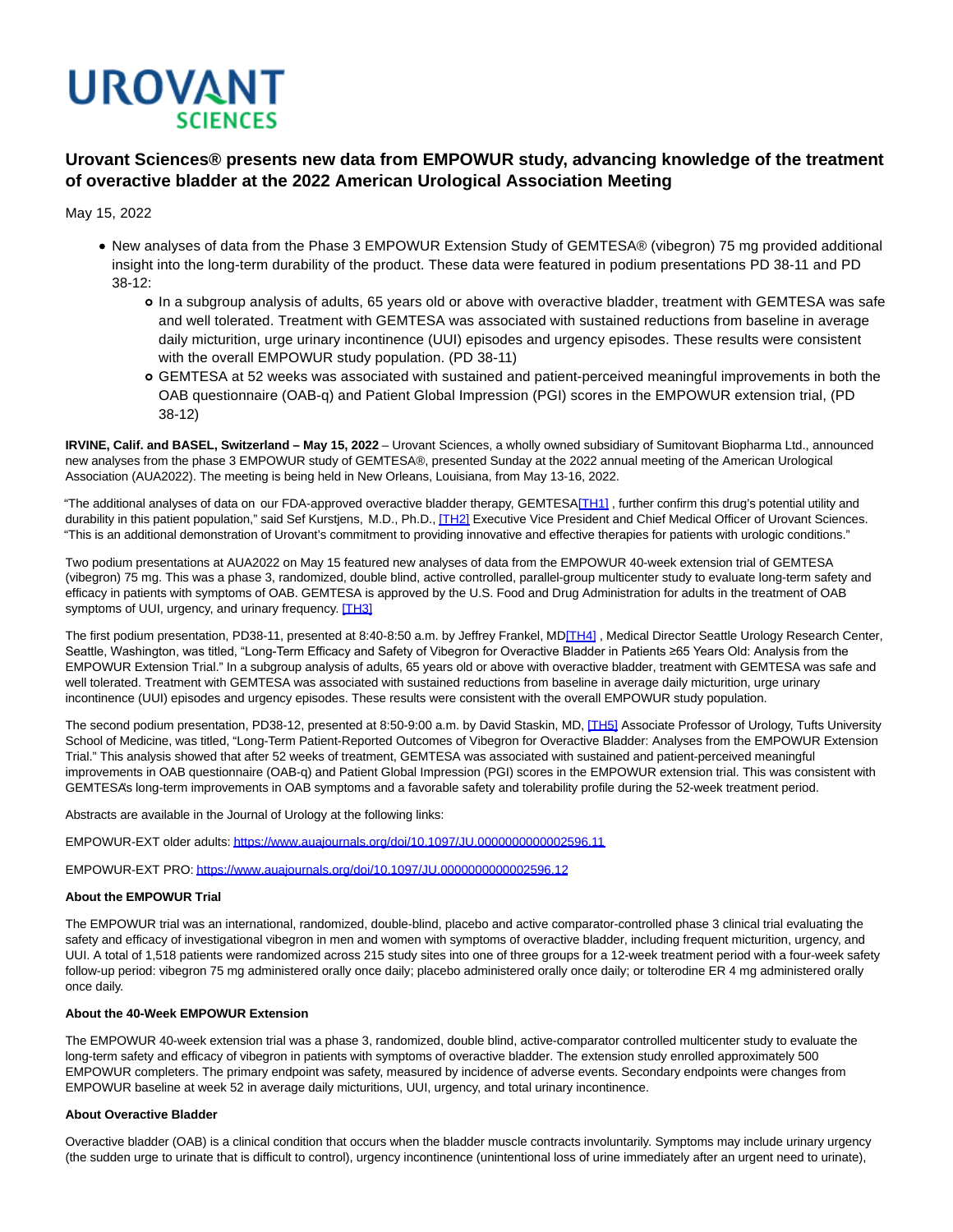# Urovant Sciences® presents new data from EMPOWUR study, advancing knowledge of the treatment of overactive bladder at the 2022 American Urological Association Meeting

May 15, 2022

- New analyses of data from the Phase 3 EMPOWUR Extension Study of GEMTESA® (vibegron) 75 mg provided additional insight into the long-term durability of the product. These data were featured in podium presentations PD 38-11 and PD 38-12:
  - In a subgroup analysis of adults, 65 years old or above with overactive bladder, treatment with GEMTESA was safe and well tolerated. Treatment with GEMTESA was associated with sustained reductions from baseline in average daily micturition, urge urinary incontinence (UUI) episodes and urgency episodes. These results were consistent with the overall EMPOWUR study population. (PD 38-11)
  - GEMTESA at 52 weeks was associated with sustained and patient-perceived meaningful improvements in both the OAB questionnaire (OAB-q) and Patient Global Impression (PGI) scores in the EMPOWUR extension trial, (PD 38-12)

**IRVINE, Calif. and BASEL, Switzerland – May 15, 2022** – Urovant Sciences, a wholly owned subsidiary of Sumitovant Biopharma Ltd., announced new analyses from the phase 3 EMPOWUR study of GEMTESA®, presented Sunday at the 2022 annual meeting of the American Urological Association (AUA2022). The meeting is being held in New Orleans, Louisiana, from May 13-16, 2022.

"The additional analyses of data on our FDA-approved overactive bladder therapy, GEMTESA[TH1] , further confirm this drug's potential utility and durability in this patient population," said Sef Kurstjens, M.D., Ph.D., [TH2] Executive Vice President and Chief Medical Officer of Urovant Sciences. "This is an additional demonstration of Urovant's commitment to providing innovative and effective therapies for patients with urologic conditions."

Two podium presentations at AUA2022 on May 15 featured new analyses of data from the EMPOWUR 40-week extension trial of GEMTESA (vibegron) 75 mg. This was a phase 3, randomized, double blind, active controlled, parallel-group multicenter study to evaluate long-term safety and efficacy in patients with symptoms of OAB. GEMTESA is approved by the U.S. Food and Drug Administration for adults in the treatment of OAB symptoms of UUI, urgency, and urinary frequency. [TH3]

The first podium presentation, PD38-11, presented at 8:40-8:50 a.m. by Jeffrey Frankel, MD[TH4] , Medical Director Seattle Urology Research Center, Seattle, Washington, was titled, "Long-Term Efficacy and Safety of Vibegron for Overactive Bladder in Patients ≥65 Years Old: Analysis from the EMPOWUR Extension Trial." In a subgroup analysis of adults, 65 years old or above with overactive bladder, treatment with GEMTESA was safe and well tolerated. Treatment with GEMTESA was associated with sustained reductions from baseline in average daily micturition, urge urinary incontinence (UUI) episodes and urgency episodes. These results were consistent with the overall EMPOWUR study population.

The second podium presentation, PD38-12, presented at 8:50-9:00 a.m. by David Staskin, MD, [TH5] Associate Professor of Urology, Tufts University School of Medicine, was titled, "Long-Term Patient-Reported Outcomes of Vibegron for Overactive Bladder: Analyses from the EMPOWUR Extension Trial." This analysis showed that after 52 weeks of treatment, GEMTESA was associated with sustained and patient-perceived meaningful improvements in OAB questionnaire (OAB-q) and Patient Global Impression (PGI) scores in the EMPOWUR extension trial. This was consistent with GEMTESA's long-term improvements in OAB symptoms and a favorable safety and tolerability profile during the 52-week treatment period.

Abstracts are available in the Journal of Urology at the following links:

EMPOWUR-EXT older adults: https://www.auajournals.org/doi/10.1097/JU.0000000000002596.11

EMPOWUR-EXT PRO: https://www.auajournals.org/doi/10.1097/JU.0000000000002596.12

**About the EMPOWUR Trial**

The EMPOWUR trial was an international, randomized, double-blind, placebo and active comparator-controlled phase 3 clinical trial evaluating the safety and efficacy of investigational vibegron in men and women with symptoms of overactive bladder, including frequent micturition, urgency, and UUI. A total of 1,518 patients were randomized across 215 study sites into one of three groups for a 12-week treatment period with a four-week safety follow-up period: vibegron 75 mg administered orally once daily; placebo administered orally once daily; or tolterodine ER 4 mg administered orally once daily.

**About the 40-Week EMPOWUR Extension**

The EMPOWUR 40-week extension trial was a phase 3, randomized, double blind, active-comparator controlled multicenter study to evaluate the long-term safety and efficacy of vibegron in patients with symptoms of overactive bladder. The extension study enrolled approximately 500 EMPOWUR completers. The primary endpoint was safety, measured by incidence of adverse events. Secondary endpoints were changes from EMPOWUR baseline at week 52 in average daily micturitions, UUI, urgency, and total urinary incontinence.

**About Overactive Bladder**

Overactive bladder (OAB) is a clinical condition that occurs when the bladder muscle contracts involuntarily. Symptoms may include urinary urgency (the sudden urge to urinate that is difficult to control), urgency incontinence (unintentional loss of urine immediately after an urgent need to urinate),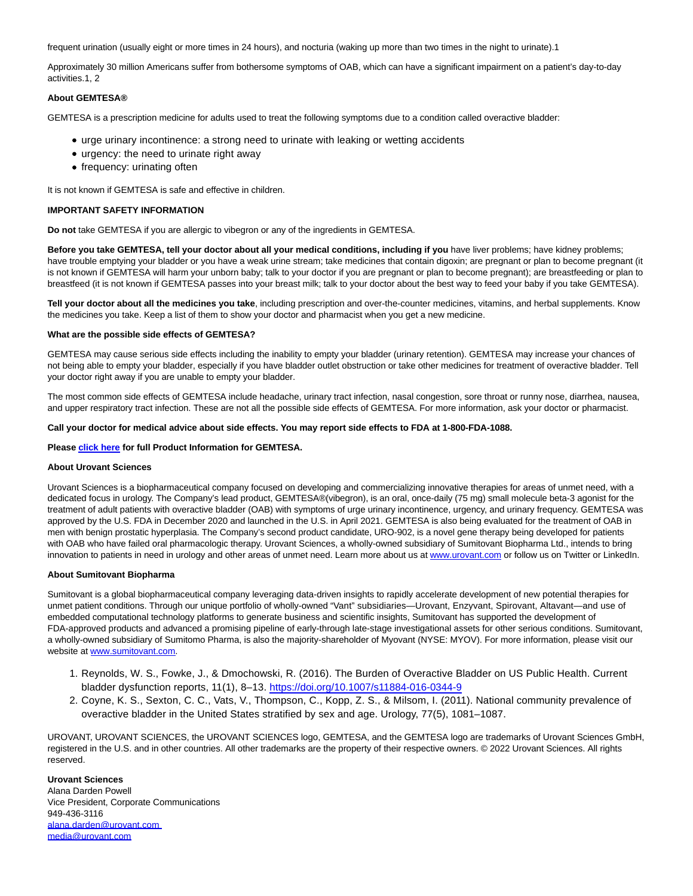frequent urination (usually eight or more times in 24 hours), and nocturia (waking up more than two times in the night to urinate).1

Approximately 30 million Americans suffer from bothersome symptoms of OAB, which can have a significant impairment on a patient's day-to-day activities.1, 2

**About GEMTESA®**

GEMTESA is a prescription medicine for adults used to treat the following symptoms due to a condition called overactive bladder:

- urge urinary incontinence: a strong need to urinate with leaking or wetting accidents
- urgency: the need to urinate right away
- frequency: urinating often

It is not known if GEMTESA is safe and effective in children.

**IMPORTANT SAFETY INFORMATION**

**Do not** take GEMTESA if you are allergic to vibegron or any of the ingredients in GEMTESA.

**Before you take GEMTESA, tell your doctor about all your medical conditions, including if you** have liver problems; have kidney problems; have trouble emptying your bladder or you have a weak urine stream; take medicines that contain digoxin; are pregnant or plan to become pregnant (it is not known if GEMTESA will harm your unborn baby; talk to your doctor if you are pregnant or plan to become pregnant); are breastfeeding or plan to breastfeed (it is not known if GEMTESA passes into your breast milk; talk to your doctor about the best way to feed your baby if you take GEMTESA).

**Tell your doctor about all the medicines you take**, including prescription and over-the-counter medicines, vitamins, and herbal supplements. Know the medicines you take. Keep a list of them to show your doctor and pharmacist when you get a new medicine.

**What are the possible side effects of GEMTESA?**

GEMTESA may cause serious side effects including the inability to empty your bladder (urinary retention). GEMTESA may increase your chances of not being able to empty your bladder, especially if you have bladder outlet obstruction or take other medicines for treatment of overactive bladder. Tell your doctor right away if you are unable to empty your bladder.

The most common side effects of GEMTESA include headache, urinary tract infection, nasal congestion, sore throat or runny nose, diarrhea, nausea, and upper respiratory tract infection. These are not all the possible side effects of GEMTESA. For more information, ask your doctor or pharmacist.

**Call your doctor for medical advice about side effects. You may report side effects to FDA at 1-800-FDA-1088.**

**Please click here for full Product Information for GEMTESA.**

**About Urovant Sciences**

Urovant Sciences is a biopharmaceutical company focused on developing and commercializing innovative therapies for areas of unmet need, with a dedicated focus in urology. The Company's lead product, GEMTESA®(vibegron), is an oral, once-daily (75 mg) small molecule beta-3 agonist for the treatment of adult patients with overactive bladder (OAB) with symptoms of urge urinary incontinence, urgency, and urinary frequency. GEMTESA was approved by the U.S. FDA in December 2020 and launched in the U.S. in April 2021. GEMTESA is also being evaluated for the treatment of OAB in men with benign prostatic hyperplasia. The Company's second product candidate, URO-902, is a novel gene therapy being developed for patients with OAB who have failed oral pharmacologic therapy. Urovant Sciences, a wholly-owned subsidiary of Sumitovant Biopharma Ltd., intends to bring innovation to patients in need in urology and other areas of unmet need. Learn more about us at www.urovant.com or follow us on Twitter or LinkedIn.

**About Sumitovant Biopharma**

Sumitovant is a global biopharmaceutical company leveraging data-driven insights to rapidly accelerate development of new potential therapies for unmet patient conditions. Through our unique portfolio of wholly-owned "Vant" subsidiaries—Urovant, Enzyvant, Spirovant, Altavant—and use of embedded computational technology platforms to generate business and scientific insights, Sumitovant has supported the development of FDA-approved products and advanced a promising pipeline of early-through late-stage investigational assets for other serious conditions. Sumitovant, a wholly-owned subsidiary of Sumitomo Pharma, is also the majority-shareholder of Myovant (NYSE: MYOV). For more information, please visit our website at www.sumitovant.com.

1. Reynolds, W. S., Fowke, J., & Dmochowski, R. (2016). The Burden of Overactive Bladder on US Public Health. Current bladder dysfunction reports, 11(1), 8–13. https://doi.org/10.1007/s11884-016-0344-9
2. Coyne, K. S., Sexton, C. C., Vats, V., Thompson, C., Kopp, Z. S., & Milsom, I. (2011). National community prevalence of overactive bladder in the United States stratified by sex and age. Urology, 77(5), 1081–1087.

UROVANT, UROVANT SCIENCES, the UROVANT SCIENCES logo, GEMTESA, and the GEMTESA logo are trademarks of Urovant Sciences GmbH, registered in the U.S. and in other countries. All other trademarks are the property of their respective owners. © 2022 Urovant Sciences. All rights reserved.

**Urovant Sciences**
Alana Darden Powell
Vice President, Corporate Communications
949-436-3116
alana.darden@urovant.com
media@urovant.com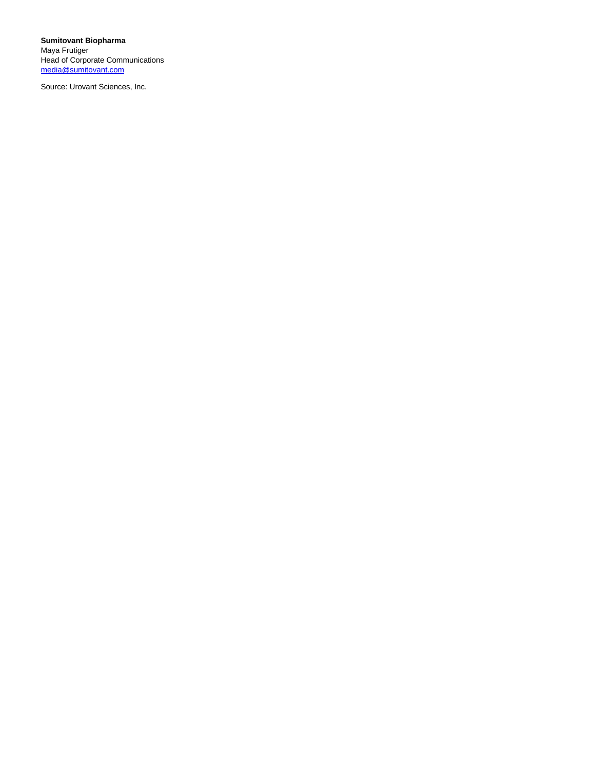**Sumitovant Biopharma**
Maya Frutiger
Head of Corporate Communications
media@sumitovant.com

Source: Urovant Sciences, Inc.